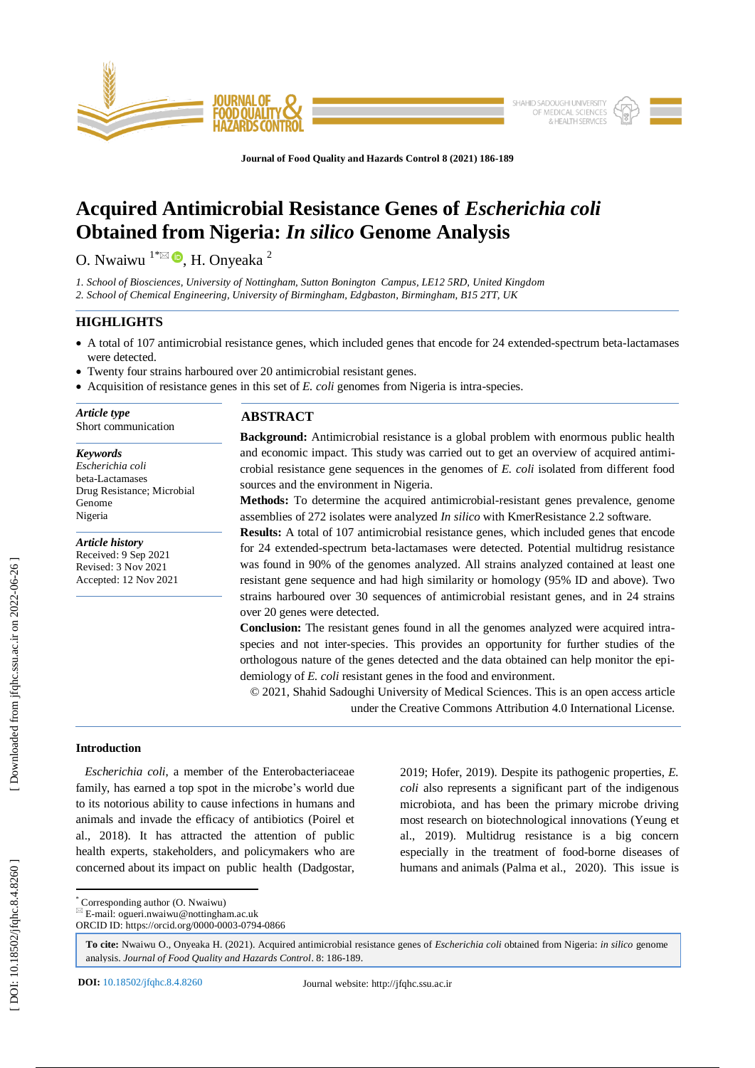# Acquired Antimicrobial Resistance Genes of *Escherichia coli* Obtained from Nigeria: *In silico* Genome Analysis

O. Nwaiwu [1*], H. Onyeaka [2]

*1. School of Biosciences, University of Nottingham, Sutton Bonington Campus, LE12 5RD, United Kingdom*
*2. School of Chemical Engineering, University of Birmingham, Edgbaston, Birmingham, B15 2TT, UK*

## HIGHLIGHTS

- A total of 107 antimicrobial resistance genes, which included genes that encode for 24 extended-spectrum beta-lactamases were detected.
- Twenty four strains harboured over 20 antimicrobial resistant genes.
- Acquisition of resistance genes in this set of *E. coli* genomes from Nigeria is intra-species.

***Article type***
Short communication

***Keywords***
*Escherichia coli*
beta-Lactamases
Drug Resistance; Microbial
Genome
Nigeria

***Article history***
Received: 9 Sep 2021
Revised: 3 Nov 2021
Accepted: 12 Nov 2021

## ABSTRACT

**Background:** Antimicrobial resistance is a global problem with enormous public health and economic impact. This study was carried out to get an overview of acquired antimicrobial resistance gene sequences in the genomes of *E. coli* isolated from different food sources and the environment in Nigeria.

**Methods:** To determine the acquired antimicrobial-resistant genes prevalence, genome assemblies of 272 isolates were analyzed *In silico* with KmerResistance 2.2 software.

**Results:** A total of 107 antimicrobial resistance genes, which included genes that encode for 24 extended-spectrum beta-lactamases were detected. Potential multidrug resistance was found in 90% of the genomes analyzed. All strains analyzed contained at least one resistant gene sequence and had high similarity or homology (95% ID and above). Two strains harboured over 30 sequences of antimicrobial resistant genes, and in 24 strains over 20 genes were detected.

**Conclusion:** The resistant genes found in all the genomes analyzed were acquired intra-species and not inter-species. This provides an opportunity for further studies of the orthologous nature of the genes detected and the data obtained can help monitor the epidemiology of *E. coli* resistant genes in the food and environment.

© 2021, Shahid Sadoughi University of Medical Sciences. This is an open access article under the Creative Commons Attribution 4.0 International License.

### Introduction

*Escherichia coli*, a member of the Enterobacteriaceae family, has earned a top spot in the microbe's world due to its notorious ability to cause infections in humans and animals and invade the efficacy of antibiotics (Poirel et al., 2018). It has attracted the attention of public health experts, stakeholders, and policymakers who are concerned about its impact on public health (Dadgostar, 2019; Hofer, 2019). Despite its pathogenic properties, *E. coli* also represents a significant part of the indigenous microbiota, and has been the primary microbe driving most research on biotechnological innovations (Yeung et al., 2019). Multidrug resistance is a big concern especially in the treatment of food-borne diseases of humans and animals (Palma et al., 2020). This issue is

[*] Corresponding author (O. Nwaiwu)
E-mail: ogueri.nwaiwu@nottingham.ac.uk
ORCID ID: https://orcid.org/0000-0003-0794-0866

**To cite:** Nwaiwu O., Onyeaka H. (2021). Acquired antimicrobial resistance genes of *Escherichia coli* obtained from Nigeria: *in silico* genome analysis. *Journal of Food Quality and Hazards Control*. 8: 186-189.

**DOI:** 10.18502/jfqhc.8.4.8260 Journal website: http://jfqhc.ssu.ac.ir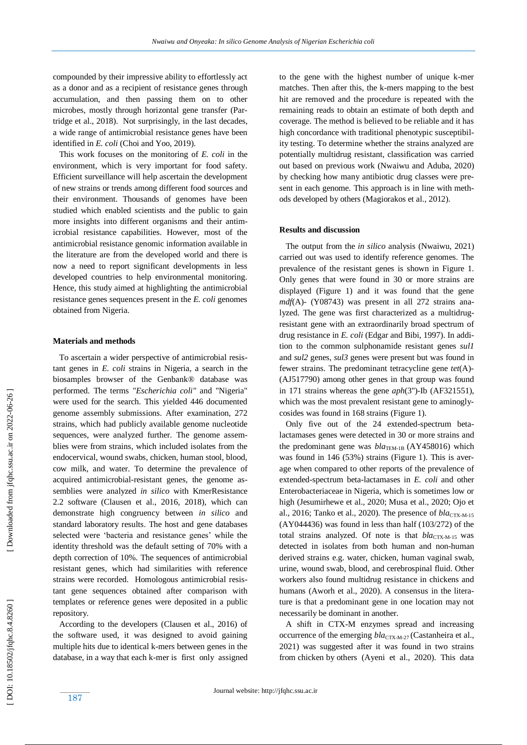compounded by their impressive ability to effortlessly act as a donor and as a recipient of resistance genes through accumulation, and then passing them on to other microbes, mostly through horizontal gene transfer (Partridge et al., 2018). Not surprisingly, in the last decades, a wide range of antimicrobial resistance genes have been identified in *E. coli* (Choi and Yoo, 2019).

This work focuses on the monitoring of *E. coli* in the environment, which is very important for food safety. Efficient surveillance will help ascertain the development of new strains or trends among different food sources and their environment. Thousands of genomes have been studied which enabled scientists and the public to gain more insights into different organisms and their antimicrobial resistance capabilities. However, most of the antimicrobial resistance genomic information available in the literature are from the developed world and there is now a need to report significant developments in less developed countries to help environmental monitoring. Hence, this study aimed at highlighting the antimicrobial resistance genes sequences present in the *E. coli* genomes obtained from Nigeria.

## Materials and methods

To ascertain a wider perspective of antimicrobial resistant genes in *E. coli* strains in Nigeria, a search in the biosamples browser of the Genbank® database was performed. The terms "*Escherichia coli"* and "Nigeria" were used for the search. This yielded 446 documented genome assembly submissions. After examination, 272 strains, which had publicly available genome nucleotide sequences, were analyzed further. The genome assemblies were from strains, which included isolates from the endocervical, wound swabs, chicken, human stool, blood, cow milk, and water. To determine the prevalence of acquired antimicrobial-resistant genes, the genome assemblies were analyzed *in silico* with KmerResistance 2.2 software (Clausen et al., 2016, 2018), which can demonstrate high congruency between *in silico* and standard laboratory results. The host and gene databases selected were 'bacteria and resistance genes' while the identity threshold was the default setting of 70% with a depth correction of 10%. The sequences of antimicrobial resistant genes, which had similarities with reference strains were recorded. Homologous antimicrobial resistant gene sequences obtained after comparison with templates or reference genes were deposited in a public repository.

According to the developers (Clausen et al., 2016) of the software used, it was designed to avoid gaining multiple hits due to identical k-mers between genes in the database, in a way that each k-mer is first only assigned to the gene with the highest number of unique k-mer matches. Then after this, the k-mers mapping to the best hit are removed and the procedure is repeated with the remaining reads to obtain an estimate of both depth and coverage. The method is believed to be reliable and it has high concordance with traditional phenotypic susceptibility testing. To determine whether the strains analyzed are potentially multidrug resistant, classification was carried out based on previous work (Nwaiwu and Aduba, 2020) by checking how many antibiotic drug classes were present in each genome. This approach is in line with methods developed by others (Magiorakos et al., 2012).

## Results and discussion

The output from the *in silico* analysis (Nwaiwu, 2021) carried out was used to identify reference genomes. The prevalence of the resistant genes is shown in Figure 1. Only genes that were found in 30 or more strains are displayed (Figure 1) and it was found that the gene *mdf*(A)- (Y08743) was present in all 272 strains analyzed. The gene was first characterized as a multidrug-resistant gene with an extraordinarily broad spectrum of drug resistance in *E. coli* (Edgar and Bibi, 1997). In addition to the common sulphonamide resistant genes *sul1* and *sul2* genes, *sul3* genes were present but was found in fewer strains. The predominant tetracycline gene *tet*(A)- (AJ517790) among other genes in that group was found in 171 strains whereas the gene *aph*(3")-Ib (AF321551), which was the most prevalent resistant gene to aminoglycosides was found in 168 strains (Figure 1).

Only five out of the 24 extended-spectrum beta-lactamases genes were detected in 30 or more strains and the predominant gene was $bla_{\text{TEM-1B}}$ (AY458016) which was found in 146 (53%) strains (Figure 1). This is average when compared to other reports of the prevalence of extended-spectrum beta-lactamases in *E. coli* and other Enterobacteriaceae in Nigeria, which is sometimes low or high (Jesumirhewe et al., 2020; Musa et al., 2020; Ojo et al., 2016; Tanko et al., 2020). The presence of $bla_{\text{CTX-M-15}}$ (AY044436) was found in less than half (103/272) of the total strains analyzed. Of note is that $bla_{\text{CTX-M-15}}$ was detected in isolates from both human and non-human derived strains e.g. water, chicken, human vaginal swab, urine, wound swab, blood, and cerebrospinal fluid. Other workers also found multidrug resistance in chickens and humans (Aworh et al., 2020). A consensus in the literature is that a predominant gene in one location may not necessarily be dominant in another.

A shift in CTX-M enzymes spread and increasing occurrence of the emerging $bla_{\text{CTX-M-27}}$ (Castanheira et al., 2021) was suggested after it was found in two strains from chicken by others (Ayeni et al., 2020). This data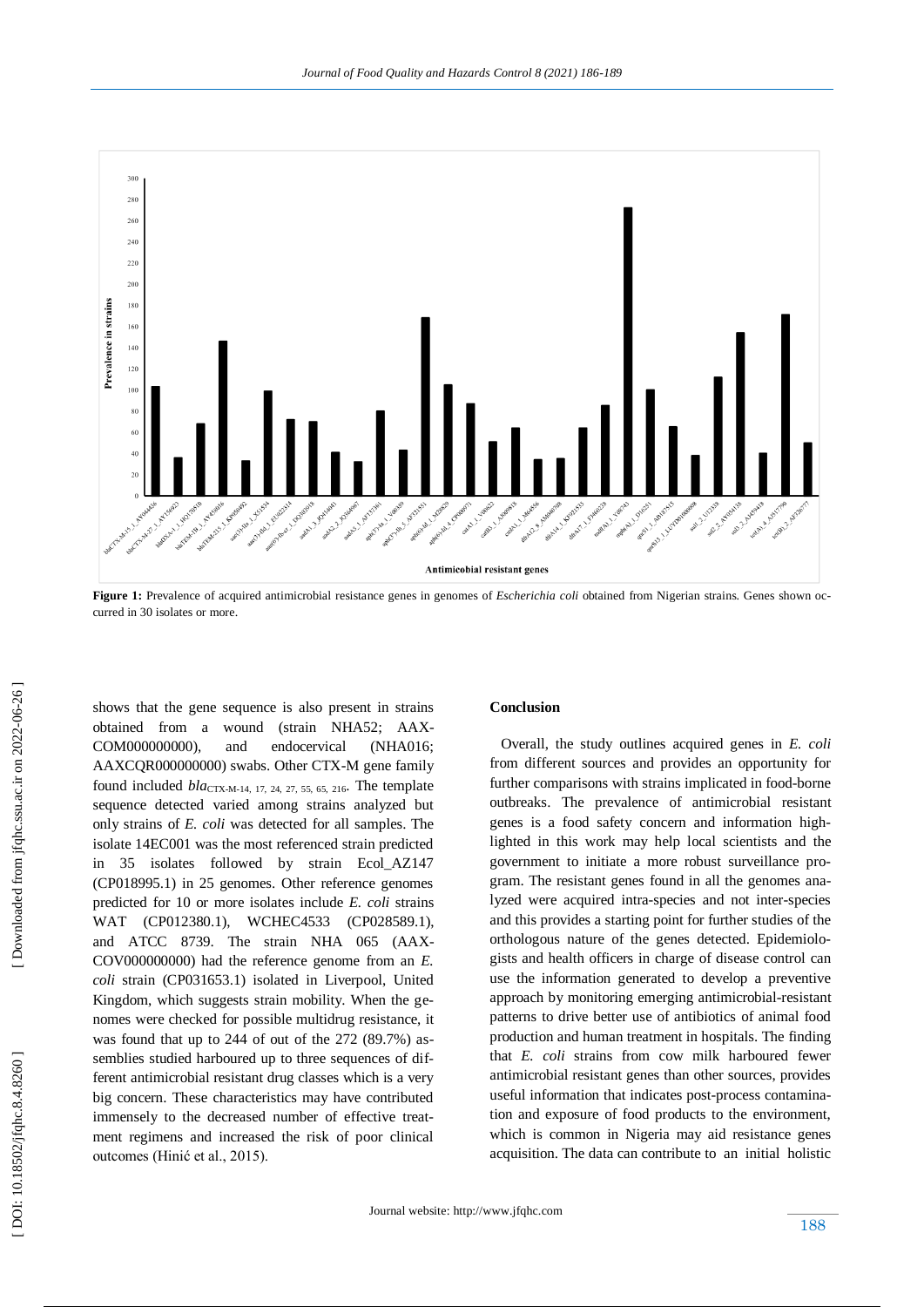**Figure 1:** Prevalence of acquired antimicrobial resistance genes in genomes of *Escherichia coli* obtained from Nigerian strains. Genes shown occurred in 30 isolates or more.

shows that the gene sequence is also present in strains obtained from a wound (strain NHA52; AAXCOM000000000), and endocervical (NHA016; AAXCQR000000000) swabs. Other CTX-M gene family found included *bla*$_{\text{CTX-M-14, 17, 24, 27, 55, 65, 216}}$. The template sequence detected varied among strains analyzed but only strains of *E. coli* was detected for all samples. The isolate 14EC001 was the most referenced strain predicted in 35 isolates followed by strain Ecol_AZ147 (CP018995.1) in 25 genomes. Other reference genomes predicted for 10 or more isolates include *E. coli* strains WAT (CP012380.1), WCHEC4533 (CP028589.1), and ATCC 8739. The strain NHA 065 (AAXCOV000000000) had the reference genome from an *E. coli* strain (CP031653.1) isolated in Liverpool, United Kingdom, which suggests strain mobility. When the genomes were checked for possible multidrug resistance, it was found that up to 244 of out of the 272 (89.7%) assemblies studied harboured up to three sequences of different antimicrobial resistant drug classes which is a very big concern. These characteristics may have contributed immensely to the decreased number of effective treatment regimens and increased the risk of poor clinical outcomes (Hinić et al., 2015).

## Conclusion

Overall, the study outlines acquired genes in *E. coli* from different sources and provides an opportunity for further comparisons with strains implicated in food-borne outbreaks. The prevalence of antimicrobial resistant genes is a food safety concern and information highlighted in this work may help local scientists and the government to initiate a more robust surveillance program. The resistant genes found in all the genomes analyzed were acquired intra-species and not inter-species and this provides a starting point for further studies of the orthologous nature of the genes detected. Epidemiologists and health officers in charge of disease control can use the information generated to develop a preventive approach by monitoring emerging antimicrobial-resistant patterns to drive better use of antibiotics of animal food production and human treatment in hospitals. The finding that *E. coli* strains from cow milk harboured fewer antimicrobial resistant genes than other sources, provides useful information that indicates post-process contamination and exposure of food products to the environment, which is common in Nigeria may aid resistance genes acquisition. The data can contribute to an initial holistic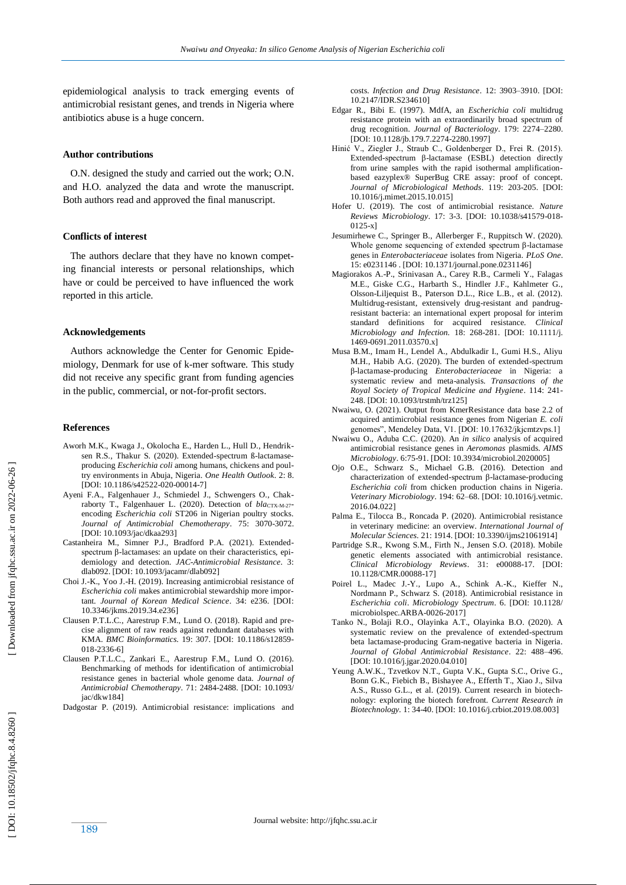epidemiological analysis to track emerging events of antimicrobial resistant genes, and trends in Nigeria where antibiotics abuse is a huge concern.

## Author contributions

O.N. designed the study and carried out the work; O.N. and H.O. analyzed the data and wrote the manuscript. Both authors read and approved the final manuscript.

## Conflicts of interest

The authors declare that they have no known competing financial interests or personal relationships, which have or could be perceived to have influenced the work reported in this article.

## Acknowledgements

Authors acknowledge the Center for Genomic Epidemiology, Denmark for use of k-mer software. This study did not receive any specific grant from funding agencies in the public, commercial, or not-for-profit sectors.

## References

Aworh M.K., Kwaga J., Okolocha E., Harden L., Hull D., Hendriksen R.S., Thakur S. (2020). Extended-spectrum ß-lactamase-producing *Escherichia coli* among humans, chickens and poultry environments in Abuja, Nigeria. *One Health Outlook*. 2: 8. [DOI: 10.1186/s42522-020-00014-7]

Ayeni F.A., Falgenhauer J., Schmiedel J., Schwengers O., Chakraborty T., Falgenhauer L. (2020). Detection of *bla*$_{CTX-M-27}$-encoding *Escherichia coli* ST206 in Nigerian poultry stocks. *Journal of Antimicrobial Chemotherapy*. 75: 3070-3072. [DOI: 10.1093/jac/dkaa293]

Castanheira M., Simner P.J., Bradford P.A. (2021). Extended-spectrum β-lactamases: an update on their characteristics, epidemiology and detection. *JAC-Antimicrobial Resistance*. 3: dlab092. [DOI: 10.1093/jacamr/dlab092]

Choi J.-K., Yoo J.-H. (2019). Increasing antimicrobial resistance of *Escherichia coli* makes antimicrobial stewardship more important. *Journal of Korean Medical Science*. 34: e236. [DOI: 10.3346/jkms.2019.34.e236]

Clausen P.T.L.C., Aarestrup F.M., Lund O. (2018). Rapid and precise alignment of raw reads against redundant databases with KMA. *BMC Bioinformatics*. 19: 307. [DOI: 10.1186/s12859-018-2336-6]

Clausen P.T.L.C., Zankari E., Aarestrup F.M., Lund O. (2016). Benchmarking of methods for identification of antimicrobial resistance genes in bacterial whole genome data. *Journal of Antimicrobial Chemotherapy*. 71: 2484-2488. [DOI: 10.1093/jac/dkw184]

Dadgostar P. (2019). Antimicrobial resistance: implications and costs. *Infection and Drug Resistance*. 12: 3903–3910. [DOI: 10.2147/IDR.S234610]

Edgar R., Bibi E. (1997). MdfA, an *Escherichia coli* multidrug resistance protein with an extraordinarily broad spectrum of drug recognition. *Journal of Bacteriology*. 179: 2274–2280. [DOI: 10.1128/jb.179.7.2274-2280.1997]

Hinić V., Ziegler J., Straub C., Goldenberger D., Frei R. (2015). Extended-spectrum β-lactamase (ESBL) detection directly from urine samples with the rapid isothermal amplification-based eazyplex® SuperBug CRE assay: proof of concept. *Journal of Microbiological Methods*. 119: 203-205. [DOI: 10.1016/j.mimet.2015.10.015]

Hofer U. (2019). The cost of antimicrobial resistance. *Nature Reviews Microbiology*. 17: 3-3. [DOI: 10.1038/s41579-018-0125-x]

Jesumirhewe C., Springer B., Allerberger F., Ruppitsch W. (2020). Whole genome sequencing of extended spectrum β-lactamase genes in *Enterobacteriaceae* isolates from Nigeria. *PLoS One*. 15: e0231146 . [DOI: 10.1371/journal.pone.0231146]

Magiorakos A.-P., Srinivasan A., Carey R.B., Carmeli Y., Falagas M.E., Giske C.G., Harbarth S., Hindler J.F., Kahlmeter G., Olsson-Liljequist B., Paterson D.L., Rice L.B., et al. (2012). Multidrug-resistant, extensively drug-resistant and pandrug-resistant bacteria: an international expert proposal for interim standard definitions for acquired resistance. *Clinical Microbiology and Infection*. 18: 268-281. [DOI: 10.1111/j.1469-0691.2011.03570.x]

Musa B.M., Imam H., Lendel A., Abdulkadir I., Gumi H.S., Aliyu M.H., Habib A.G. (2020). The burden of extended-spectrum β-lactamase-producing *Enterobacteriaceae* in Nigeria: a systematic review and meta-analysis. *Transactions of the Royal Society of Tropical Medicine and Hygiene*. 114: 241-248. [DOI: 10.1093/trstmh/trz125]

Nwaiwu, O. (2021). Output from KmerResistance data base 2.2 of acquired antimicrobial resistance genes from Nigerian *E. coli* genomes", Mendeley Data, V1. [DOI: 10.17632/jkjcmtzvps.1]

Nwaiwu O., Aduba C.C. (2020). An *in silico* analysis of acquired antimicrobial resistance genes in *Aeromonas* plasmids. *AIMS Microbiology*. 6:75-91. [DOI: 10.3934/microbiol.2020005]

Ojo O.E., Schwarz S., Michael G.B. (2016). Detection and characterization of extended-spectrum β-lactamase-producing *Escherichia coli* from chicken production chains in Nigeria. *Veterinary Microbiology*. 194: 62–68. [DOI: 10.1016/j.vetmic.2016.04.022]

Palma E., Tilocca B., Roncada P. (2020). Antimicrobial resistance in veterinary medicine: an overview. *International Journal of Molecular Sciences*. 21: 1914. [DOI: 10.3390/ijms21061914]

Partridge S.R., Kwong S.M., Firth N., Jensen S.O. (2018). Mobile genetic elements associated with antimicrobial resistance. *Clinical Microbiology Reviews*. 31: e00088-17. [DOI: 10.1128/CMR.00088-17]

Poirel L., Madec J.-Y., Lupo A., Schink A.-K., Kieffer N., Nordmann P., Schwarz S. (2018). Antimicrobial resistance in *Escherichia coli*. *Microbiology Spectrum*. 6. [DOI: 10.1128/microbiolspec.ARBA-0026-2017]

Tanko N., Bolaji R.O., Olayinka A.T., Olayinka B.O. (2020). A systematic review on the prevalence of extended-spectrum beta lactamase-producing Gram-negative bacteria in Nigeria. *Journal of Global Antimicrobial Resistance*. 22: 488–496. [DOI: 10.1016/j.jgar.2020.04.010]

Yeung A.W.K., Tzvetkov N.T., Gupta V.K., Gupta S.C., Orive G., Bonn G.K., Fiebich B., Bishayee A., Efferth T., Xiao J., Silva A.S., Russo G.L., et al. (2019). Current research in biotechnology: exploring the biotech forefront. *Current Research in Biotechnology*. 1: 34-40. [DOI: 10.1016/j.crbiot.2019.08.003]